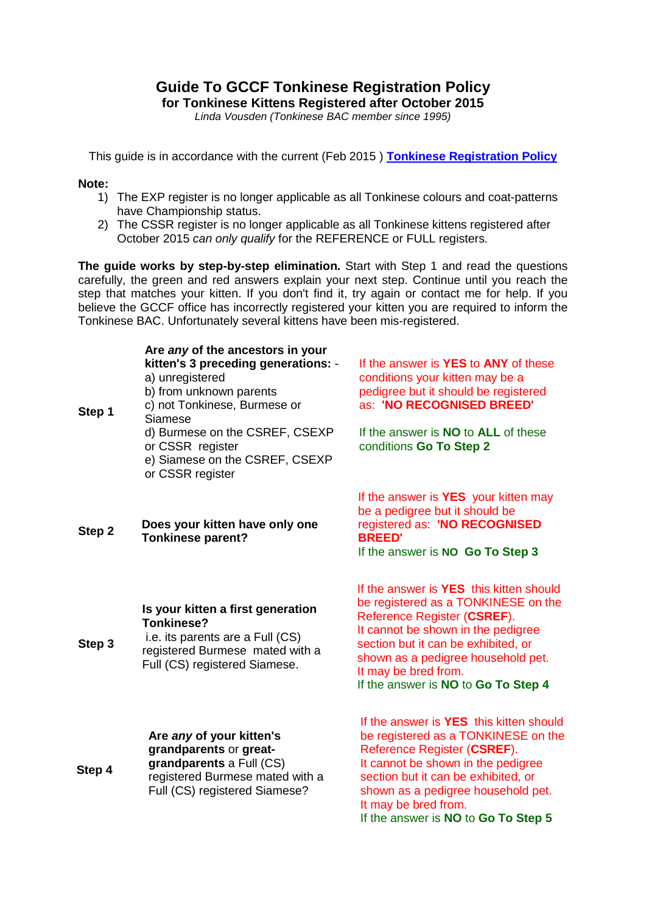# Guide To GCCF Tonkinese Registration Policy

## for Tonkinese Kittens Registered after October 2015

*Linda Vousden (Tonkinese BAC member since 1995)*

This guide is in accordance with the current (Feb 2015 ) **Tonkinese Registration Policy**

**Note:**

1) The EXP register is no longer applicable as all Tonkinese colours and coat-patterns have Championship status.
2) The CSSR register is no longer applicable as all Tonkinese kittens registered after October 2015 *can only qualify* for the REFERENCE or FULL registers.

**The guide works by step-by-step elimination.** Start with Step 1 and read the questions carefully, the green and red answers explain your next step. Continue until you reach the step that matches your kitten. If you don't find it, try again or contact me for help. If you believe the GCCF office has incorrectly registered your kitten you are required to inform the Tonkinese BAC. Unfortunately several kittens have been mis-registered.

| | | |
|---|---|---|
| **Step 1** | **Are *any* of the ancestors in your kitten's 3 preceding generations:** -<br>a) unregistered<br>b) from unknown parents<br>c) not Tonkinese, Burmese or Siamese<br>d) Burmese on the CSREF, CSEXP or CSSR register<br>e) Siamese on the CSREF, CSEXP or CSSR register | If the answer is **YES** to **ANY** of these conditions your kitten may be a pedigree but it should be registered as: **'NO RECOGNISED BREED'**<br><br>If the answer is **NO** to **ALL** of these conditions **Go To Step 2** |
| **Step 2** | **Does your kitten have only one Tonkinese parent?** | If the answer is **YES** your kitten may be a pedigree but it should be registered as: **'NO RECOGNISED BREED'**<br>If the answer is **NO** **Go To Step 3** |
| **Step 3** | **Is your kitten a first generation Tonkinese?**<br>i.e. its parents are a Full (CS) registered Burmese mated with a Full (CS) registered Siamese. | If the answer is **YES** this kitten should be registered as a TONKINESE on the Reference Register (**CSREF**).<br>It cannot be shown in the pedigree section but it can be exhibited, or shown as a pedigree household pet.<br>It may be bred from.<br>If the answer is **NO** to **Go To Step 4** |
| **Step 4** | **Are *any* of your kitten's grandparents** or **great-grandparents** a Full (CS) registered Burmese mated with a Full (CS) registered Siamese? | If the answer is **YES** this kitten should be registered as a TONKINESE on the Reference Register (**CSREF**).<br>It cannot be shown in the pedigree section but it can be exhibited, or shown as a pedigree household pet.<br>It may be bred from.<br>If the answer is **NO** to **Go To Step 5** |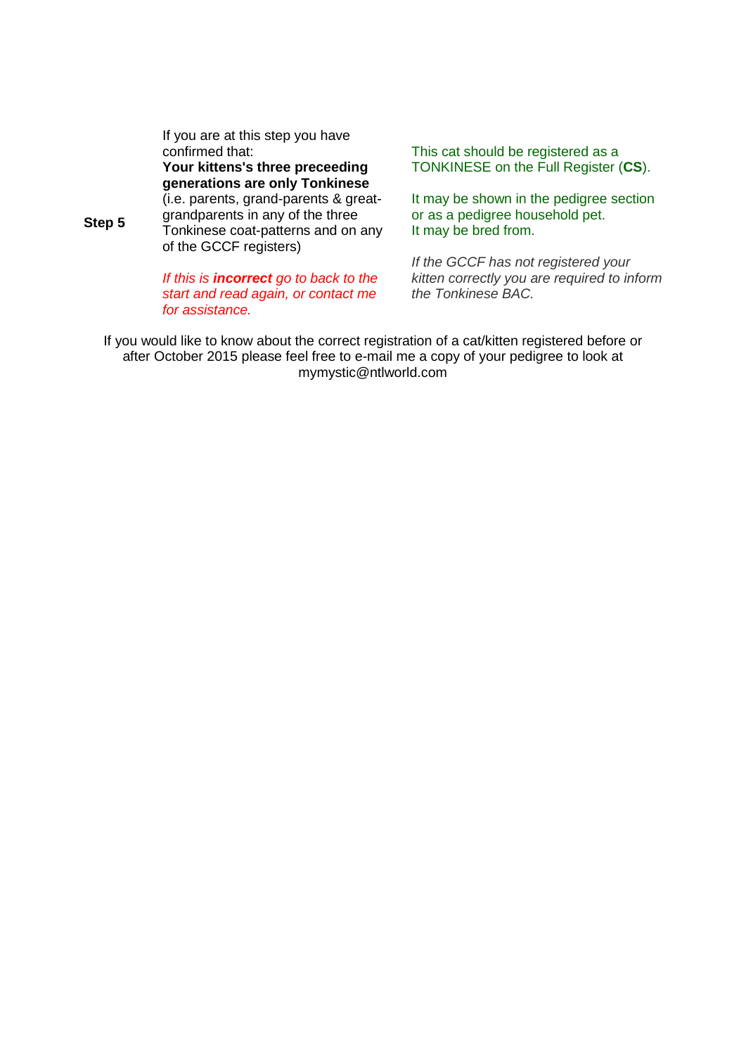| | | |
|---|---|---|
| **Step 5** | If you are at this step you have confirmed that:<br>**Your kittens's three preceeding generations are only Tonkinese**<br>(i.e. parents, grand-parents & great-grandparents in any of the three Tonkinese coat-patterns and on any of the GCCF registers)<br><br>*If this is **incorrect** go to back to the start and read again, or contact me for assistance.* | This cat should be registered as a TONKINESE on the Full Register (**CS**).<br><br>It may be shown in the pedigree section or as a pedigree household pet.<br>It may be bred from.<br><br>*If the GCCF has not registered your kitten correctly you are required to inform the Tonkinese BAC.* |

If you would like to know about the correct registration of a cat/kitten registered before or after October 2015 please feel free to e-mail me a copy of your pedigree to look at mymystic@ntlworld.com